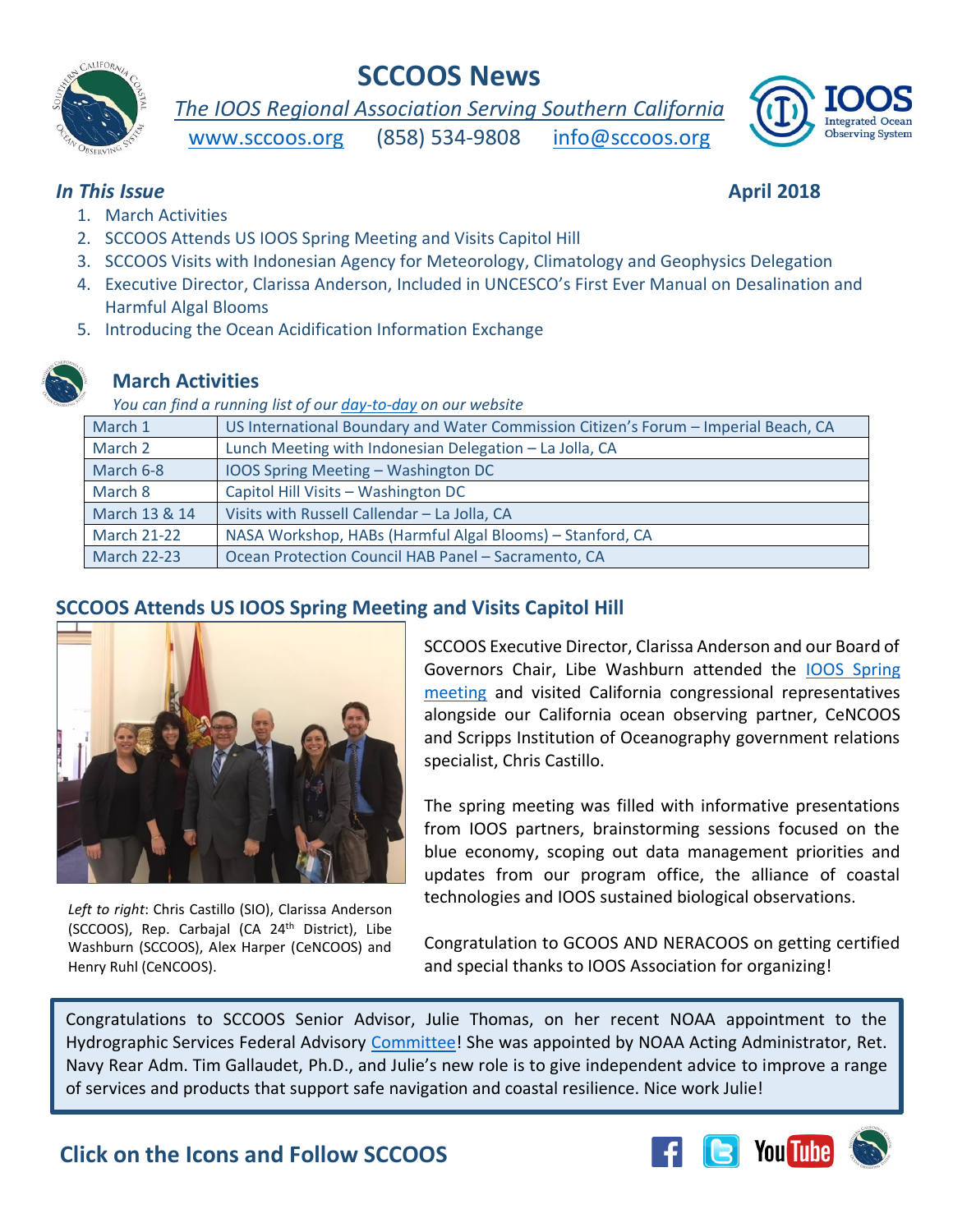# SCCOOS News

*The IOOS Regional Association Serving Southern California*

www.sccoos.org (858) 534-9808 info@sccoos.org

***In This Issue*** **April 2018**

1. March Activities
2. SCCOOS Attends US IOOS Spring Meeting and Visits Capitol Hill
3. SCCOOS Visits with Indonesian Agency for Meteorology, Climatology and Geophysics Delegation
4. Executive Director, Clarissa Anderson, Included in UNCESCO's First Ever Manual on Desalination and Harmful Algal Blooms
5. Introducing the Ocean Acidification Information Exchange

## March Activities

*You can find a running list of our day-to-day on our website*

| | |
|---|---|
| March 1 | US International Boundary and Water Commission Citizen's Forum – Imperial Beach, CA |
| March 2 | Lunch Meeting with Indonesian Delegation – La Jolla, CA |
| March 6-8 | IOOS Spring Meeting – Washington DC |
| March 8 | Capitol Hill Visits – Washington DC |
| March 13 & 14 | Visits with Russell Callendar – La Jolla, CA |
| March 21-22 | NASA Workshop, HABs (Harmful Algal Blooms) – Stanford, CA |
| March 22-23 | Ocean Protection Council HAB Panel – Sacramento, CA |

## SCCOOS Attends US IOOS Spring Meeting and Visits Capitol Hill

*Left to right*: Chris Castillo (SIO), Clarissa Anderson (SCCOOS), Rep. Carbajal (CA 24th District), Libe Washburn (SCCOOS), Alex Harper (CeNCOOS) and Henry Ruhl (CeNCOOS).

SCCOOS Executive Director, Clarissa Anderson and our Board of Governors Chair, Libe Washburn attended the IOOS Spring meeting and visited California congressional representatives alongside our California ocean observing partner, CeNCOOS and Scripps Institution of Oceanography government relations specialist, Chris Castillo.

The spring meeting was filled with informative presentations from IOOS partners, brainstorming sessions focused on the blue economy, scoping out data management priorities and updates from our program office, the alliance of coastal technologies and IOOS sustained biological observations.

Congratulation to GCOOS AND NERACOOS on getting certified and special thanks to IOOS Association for organizing!

Congratulations to SCCOOS Senior Advisor, Julie Thomas, on her recent NOAA appointment to the Hydrographic Services Federal Advisory Committee! She was appointed by NOAA Acting Administrator, Ret. Navy Rear Adm. Tim Gallaudet, Ph.D., and Julie's new role is to give independent advice to improve a range of services and products that support safe navigation and coastal resilience. Nice work Julie!

## Click on the Icons and Follow SCCOOS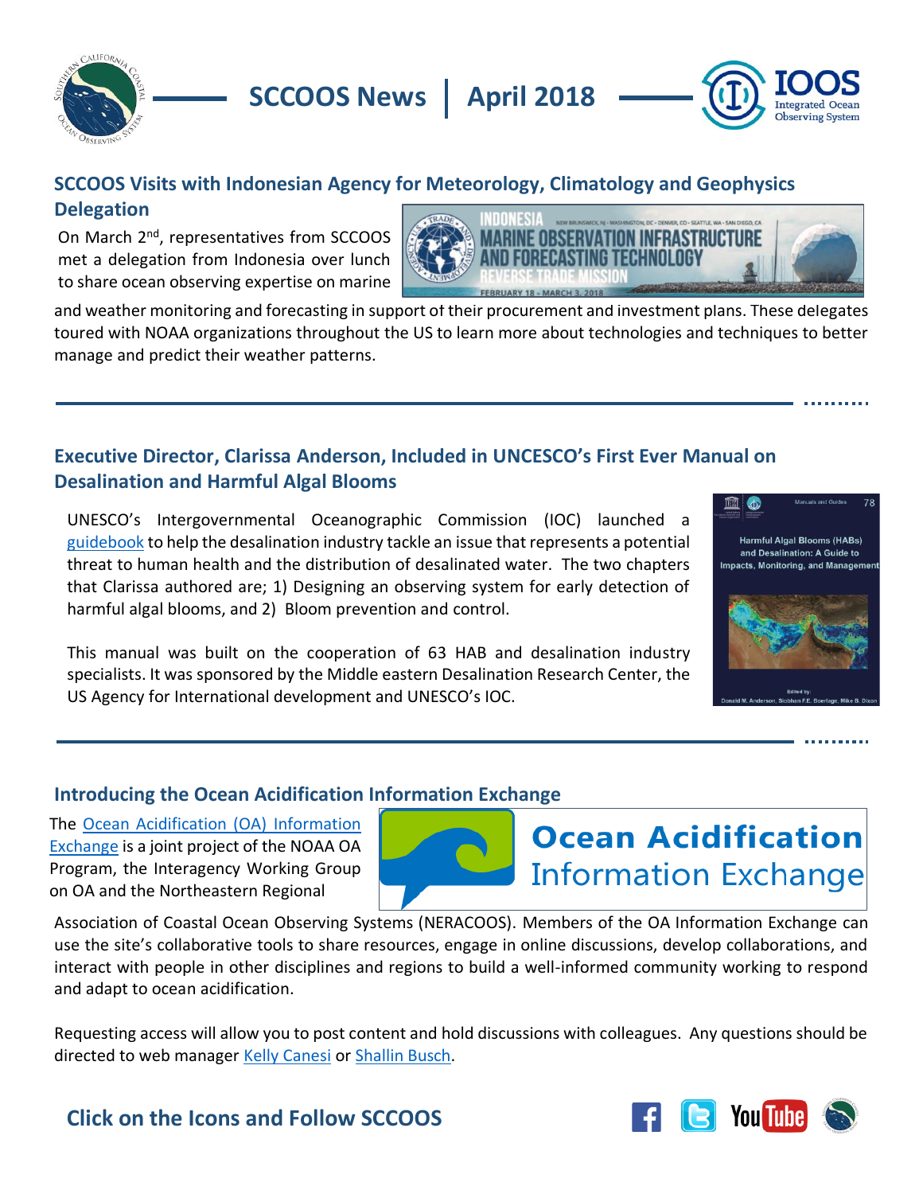# SCCOOS News | April 2018

## SCCOOS Visits with Indonesian Agency for Meteorology, Climatology and Geophysics Delegation

On March 2nd, representatives from SCCOOS met a delegation from Indonesia over lunch to share ocean observing expertise on marine and weather monitoring and forecasting in support of their procurement and investment plans. These delegates toured with NOAA organizations throughout the US to learn more about technologies and techniques to better manage and predict their weather patterns.

## Executive Director, Clarissa Anderson, Included in UNCESCO's First Ever Manual on Desalination and Harmful Algal Blooms

UNESCO's Intergovernmental Oceanographic Commission (IOC) launched a guidebook to help the desalination industry tackle an issue that represents a potential threat to human health and the distribution of desalinated water. The two chapters that Clarissa authored are; 1) Designing an observing system for early detection of harmful algal blooms, and 2) Bloom prevention and control.

This manual was built on the cooperation of 63 HAB and desalination industry specialists. It was sponsored by the Middle eastern Desalination Research Center, the US Agency for International development and UNESCO's IOC.

## Introducing the Ocean Acidification Information Exchange

The Ocean Acidification (OA) Information Exchange is a joint project of the NOAA OA Program, the Interagency Working Group on OA and the Northeastern Regional Association of Coastal Ocean Observing Systems (NERACOOS). Members of the OA Information Exchange can use the site's collaborative tools to share resources, engage in online discussions, develop collaborations, and interact with people in other disciplines and regions to build a well-informed community working to respond and adapt to ocean acidification.

Requesting access will allow you to post content and hold discussions with colleagues. Any questions should be directed to web manager Kelly Canesi or Shallin Busch.

## Click on the Icons and Follow SCCOOS